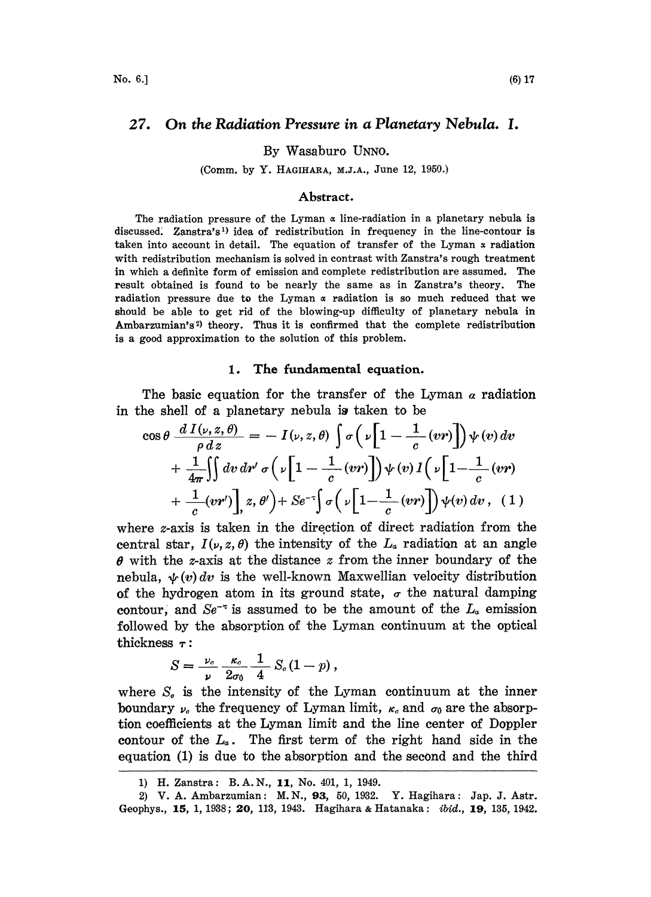## 27. *On the Radiation Pressure in a Planetary Nebula. I.*

By Wasaburo UNNO.

(Comm. by Y. HAGIHARA, M.J.A., June 12, 1950.)

### Abstract.

The radiation pressure of the Lyman $\alpha$ line-radiation in a planetary nebula is discussed. Zanstra's[1] idea of redistribution in frequency in the line-contour is taken into account in detail. The equation of transfer of the Lyman $\alpha$ radiation with redistribution mechanism is solved in contrast with Zanstra's rough treatment in which a definite form of emission and complete redistribution are assumed. The result obtained is found to be nearly the same as in Zanstra's theory. The radiation pressure due to the Lyman $\alpha$ radiation is so much reduced that we should be able to get rid of the blowing-up difficulty of planetary nebula in Ambarzumian's[2] theory. Thus it is confirmed that the complete redistribution is a good approximation to the solution of this problem.

### 1. The fundamental equation.

The basic equation for the transfer of the Lyman $\alpha$ radiation in the shell of a planetary nebula is taken to be

$$
\begin{aligned}
\cos\theta \frac{dI(\nu, z, \theta)}{\rho\, dz} = &- I(\nu, z, \theta) \int \sigma\left(\nu\left[1 - \frac{1}{c}(vr)\right]\right) \psi(v)\, dv \\
&+ \frac{1}{4\pi}\iint dv\, dr'\, \sigma\left(\nu\left[1 - \frac{1}{c}(vr)\right]\right) \psi(v)\, I\left(\nu\left[1 - \frac{1}{c}(vr)\right.\right. \\
&\left.\left. + \frac{1}{c}(vr')\right], z, \theta'\right) + Se^{-\tau}\int \sigma\left(\nu\left[1 - \frac{1}{c}(vr)\right]\right)\psi(v)\, dv, \quad (1)
\end{aligned}
$$

where $z$-axis is taken in the direction of direct radiation from the central star, $I(\nu, z, \theta)$ the intensity of the $L_\alpha$ radiation at an angle $\theta$ with the $z$-axis at the distance $z$ from the inner boundary of the nebula, $\psi(v)\,dv$ is the well-known Maxwellian velocity distribution of the hydrogen atom in its ground state, $\sigma$ the natural damping contour, and $Se^{-\tau}$ is assumed to be the amount of the $L_\alpha$ emission followed by the absorption of the Lyman continuum at the optical thickness $\tau$:

$$
S = \frac{\nu_c}{\nu} \frac{\kappa_c}{2\sigma_0} \frac{1}{4} S_c (1 - p),
$$

where $S_c$ is the intensity of the Lyman continuum at the inner boundary $\nu_c$ the frequency of Lyman limit, $\kappa_c$ and $\sigma_0$ are the absorption coefficients at the Lyman limit and the line center of Doppler contour of the $L_\alpha$. The first term of the right hand side in the equation (1) is due to the absorption and the second and the third

---

1) H. Zanstra: B. A. N., **11**, No. 401, 1, 1949.

2) V. A. Ambarzumian: M. N., **93**, 50, 1932. Y. Hagihara: Jap. J. Astr. Geophys., **15**, 1, 1938; **20**, 113, 1943. Hagihara & Hatanaka: *ibid.*, **19**, 135, 1942.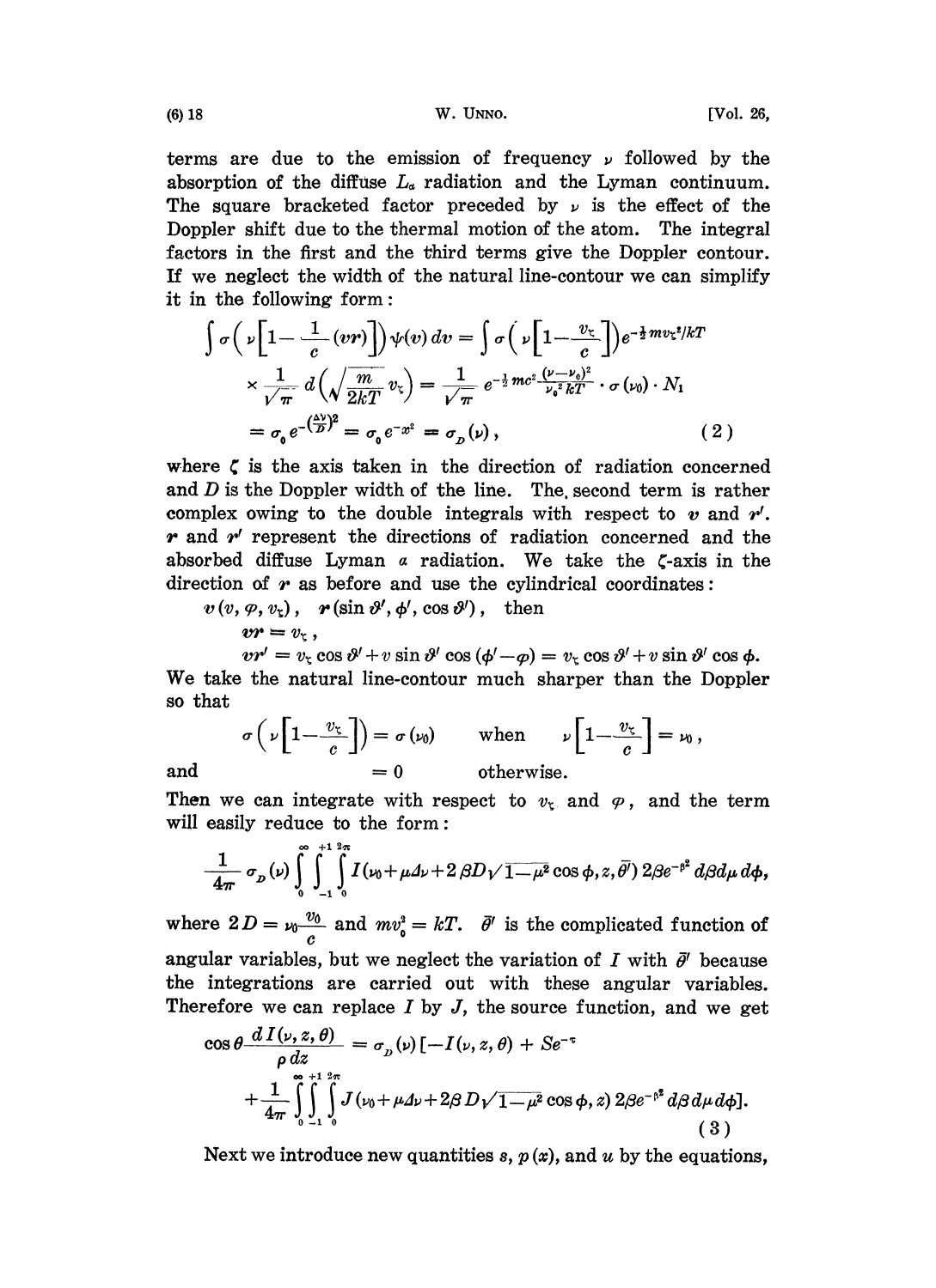terms are due to the emission of frequency $\nu$ followed by the absorption of the diffuse $L_\alpha$ radiation and the Lyman continuum. The square bracketed factor preceded by $\nu$ is the effect of the Doppler shift due to the thermal motion of the atom. The integral factors in the first and the third terms give the Doppler contour. If we neglect the width of the natural line-contour we can simplify it in the following form:

$$\int \sigma\left(\nu\left[1-\frac{1}{c}(\boldsymbol{v}\boldsymbol{r})\right]\right)\psi(v)\,dv = \int \sigma\left(\nu\left[1-\frac{v_\zeta}{c}\right]\right)e^{-\frac{1}{2}mv_\zeta^2/kT} \times \frac{1}{\sqrt{\pi}}\,d\left(\sqrt{\frac{m}{2kT}}\,v_\zeta\right) = \frac{1}{\sqrt{\pi}}\,e^{-\frac{1}{2}mc^2\frac{(\nu-\nu_0)^2}{\nu_0^2 kT}}\cdot\sigma(\nu_0)\cdot N_1$$
$$= \sigma_0 e^{-\left(\frac{\Delta\nu}{D}\right)^2} = \sigma_0 e^{-x^2} = \sigma_D(\nu)\,, \tag{2}$$

where $\zeta$ is the axis taken in the direction of radiation concerned and $D$ is the Doppler width of the line. The second term is rather complex owing to the double integrals with respect to $\boldsymbol{v}$ and $\boldsymbol{r}'$. $\boldsymbol{r}$ and $\boldsymbol{r}'$ represent the directions of radiation concerned and the absorbed diffuse Lyman $\alpha$ radiation. We take the $\zeta$-axis in the direction of $\boldsymbol{r}$ as before and use the cylindrical coordinates:

$\boldsymbol{v}(v, \varphi, v_\zeta)$, $\boldsymbol{r}(\sin\vartheta', \phi', \cos\vartheta')$, then

$\boldsymbol{v}\boldsymbol{r} = v_\zeta$,

$\boldsymbol{v}\boldsymbol{r}' = v_\zeta\cos\vartheta' + v\sin\vartheta'\cos(\phi'-\varphi) = v_\zeta\cos\vartheta' + v\sin\vartheta'\cos\phi$.

We take the natural line-contour much sharper than the Doppler so that

$$\sigma\left(\nu\left[1-\frac{v_\zeta}{c}\right]\right) = \sigma(\nu_0) \qquad \text{when} \qquad \nu\left[1-\frac{v_\zeta}{c}\right] = \nu_0\,,$$

and $\qquad\qquad = 0 \qquad$ otherwise.

Then we can integrate with respect to $v_\zeta$ and $\varphi$, and the term will easily reduce to the form:

$$\frac{1}{4\pi}\sigma_D(\nu)\int_0^\infty\int_{-1}^{+1}\int_0^{2\pi} I(\nu_0+\mu\Delta\nu+2\beta D\sqrt{1-\mu^2}\cos\phi, z, \bar{\theta}')\,2\beta e^{-\beta^2}\,d\beta\,d\mu\,d\phi,$$

where $2D = \nu_0\frac{v_0}{c}$ and $mv_0^2 = kT$. $\bar{\theta}'$ is the complicated function of angular variables, but we neglect the variation of $I$ with $\bar{\theta}'$ because the integrations are carried out with these angular variables. Therefore we can replace $I$ by $J$, the source function, and we get

$$\cos\theta\frac{dI(\nu, z, \theta)}{\rho\,dz} = \sigma_D(\nu)\left[-I(\nu, z, \theta) + Se^{-\tau} + \frac{1}{4\pi}\int_0^\infty\int_{-1}^{+1}\int_0^{2\pi} J(\nu_0+\mu\Delta\nu+2\beta D\sqrt{1-\mu^2}\cos\phi, z)\,2\beta e^{-\beta^2}\,d\beta\,d\mu\,d\phi\right]. \tag{3}$$

Next we introduce new quantities $s$, $p(x)$, and $u$ by the equations,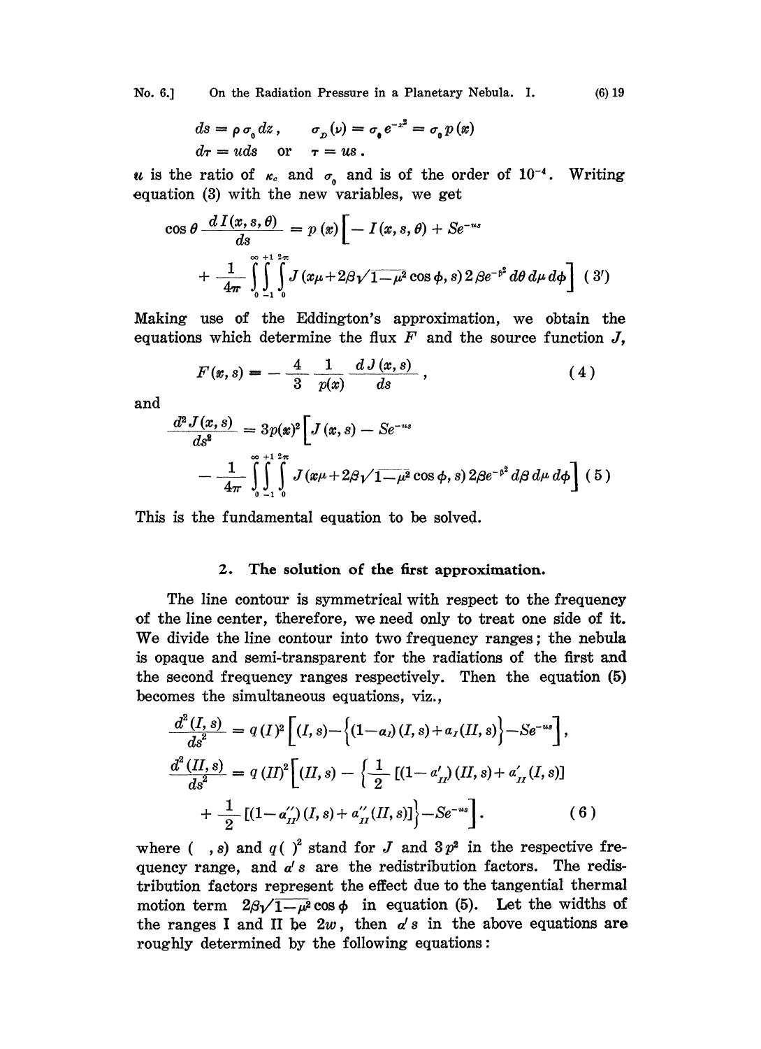$$ds = \rho \sigma_0 dz, \qquad \sigma_D(\nu) = \sigma_0 e^{-x^2} = \sigma_0 p(x)$$

$$d\tau = u ds \quad \text{or} \quad \tau = us.$$

$u$ is the ratio of $\kappa_c$ and $\sigma_0$ and is of the order of $10^{-4}$. Writing equation (3) with the new variables, we get

$$\cos\theta \frac{dI(x,s,\theta)}{ds} = p(x)\Big[-I(x,s,\theta) + Se^{-us} + \frac{1}{4\pi}\int_0^\infty\int_{-1}^{+1}\int_0^{2\pi} J(x\mu + 2\beta\sqrt{1-\mu^2}\cos\phi, s)\, 2\beta e^{-\beta^2} d\theta\, d\mu\, d\phi\Big] \quad (3')$$

Making use of the Eddington's approximation, we obtain the equations which determine the flux $F$ and the source function $J$,

$$F(x,s) = -\frac{4}{3}\frac{1}{p(x)}\frac{dJ(x,s)}{ds}, \tag{4}$$

and

$$\frac{d^2J(x,s)}{ds^2} = 3p(x)^2\Big[J(x,s) - Se^{-us} - \frac{1}{4\pi}\int_0^\infty\int_{-1}^{+1}\int_0^{2\pi} J(x\mu + 2\beta\sqrt{1-\mu^2}\cos\phi, s)\, 2\beta e^{-\beta^2} d\beta\, d\mu\, d\phi\Big] \tag{5}$$

This is the fundamental equation to be solved.

## 2. The solution of the first approximation.

The line contour is symmetrical with respect to the frequency of the line center, therefore, we need only to treat one side of it. We divide the line contour into two frequency ranges; the nebula is opaque and semi-transparent for the radiations of the first and the second frequency ranges respectively. Then the equation (5) becomes the simultaneous equations, viz.,

$$\frac{d^2(I,s)}{ds^2} = q(I)^2\Big[(I,s) - \Big\{(1-\alpha_I)(I,s) + \alpha_I(II,s)\Big\} - Se^{-us}\Big],$$

$$\frac{d^2(II,s)}{ds^2} = q(II)^2\Big[(II,s) - \Big\{\frac{1}{2}[(1-\alpha'_{II})(II,s) + \alpha'_{II}(I,s)] + \frac{1}{2}[(1-\alpha''_{II})(I,s) + \alpha''_{II}(II,s)]\Big\} - Se^{-us}\Big]. \tag{6}$$

where $(\ \ ,s)$ and $q(\ \ )^2$ stand for $J$ and $3p^2$ in the respective frequency range, and $\alpha'$s are the redistribution factors. The redistribution factors represent the effect due to the tangential thermal motion term $2\beta\sqrt{1-\mu^2}\cos\phi$ in equation (5). Let the widths of the ranges I and II be $2w$, then $\alpha'$s in the above equations are roughly determined by the following equations: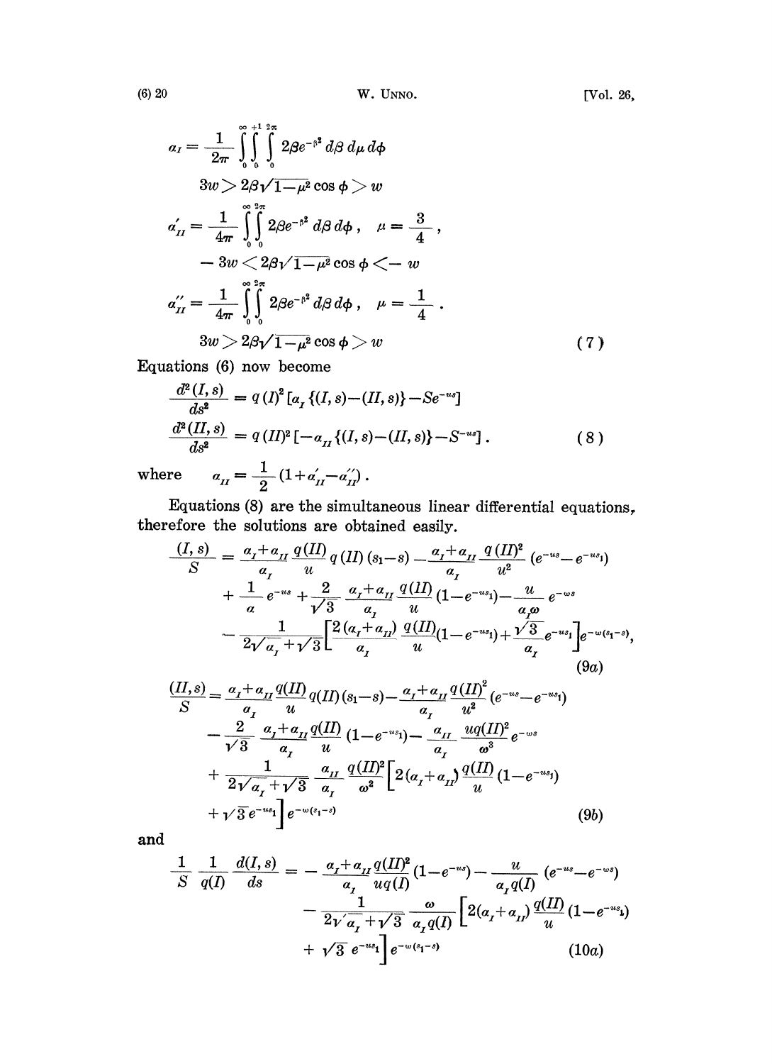$$
a_I = \frac{1}{2\pi} \int_0^\infty \int_0^{+1} \int_0^{2\pi} 2\beta e^{-\beta^2} \, d\beta \, d\mu \, d\phi
$$

$$
3w > 2\beta\sqrt{1-\mu^2}\cos\phi > w
$$

$$
a'_{II} = \frac{1}{4\pi} \int_0^\infty \int_0^{2\pi} 2\beta e^{-\beta^2} \, d\beta \, d\phi \,, \quad \mu = \frac{3}{4} \,,
$$

$$
-3w < 2\beta\sqrt{1-\mu^2}\cos\phi < -w
$$

$$
a''_{II} = \frac{1}{4\pi} \int_0^\infty \int_0^{2\pi} 2\beta e^{-\beta^2} \, d\beta \, d\phi \,, \quad \mu = \frac{1}{4} \,.
$$

$$
3w > 2\beta\sqrt{1-\mu^2}\cos\phi > w \tag{7}
$$

Equations (6) now become

$$
\frac{d^2(I,s)}{ds^2} = q(I)^2 \left[ a_I \{(I,s)-(II,s)\} - Se^{-us} \right]
$$

$$
\frac{d^2(II,s)}{ds^2} = q(II)^2 \left[ -a_{II} \{(I,s)-(II,s)\} - S^{-us} \right] . \tag{8}
$$

where $\quad a_{II} = \frac{1}{2}(1 + a'_{II} - a''_{II})$ .

Equations (8) are the simultaneous linear differential equations, therefore the solutions are obtained easily.

$$
\begin{aligned}
\frac{(I,s)}{S} = {} & \frac{a_I + a_{II}}{a_I} \frac{q(II)}{u} q(II)(s_1 - s) - \frac{a_I + a_{II}}{a_I} \frac{q(II)^2}{u^2} (e^{-us} - e^{-us_1}) \\
& + \frac{1}{a} e^{-us} + \frac{2}{\sqrt{3}} \frac{a_I + a_{II}}{a_I} \frac{q(II)}{u} (1 - e^{-us_1}) - \frac{u}{a_I \omega} e^{-\omega s} \\
& - \frac{1}{2\sqrt{a_I} + \sqrt{3}} \left[ \frac{2(a_I + a_{II})}{a_I} \frac{q(II)}{u} (1 - e^{-us_1}) + \frac{\sqrt{3}}{a_I} e^{-us_1} \right] e^{-\omega(s_1 - s)},
\end{aligned} \tag{9a}
$$

$$
\begin{aligned}
\frac{(II,s)}{S} = {} & \frac{a_I + a_{II}}{a_I} \frac{q(II)}{u} q(II)(s_1 - s) - \frac{a_I + a_{II}}{a_I} \frac{q(II)^2}{u^2} (e^{-us} - e^{-us_1}) \\
& - \frac{2}{\sqrt{3}} \frac{a_I + a_{II}}{a_I} \frac{q(II)}{u} (1 - e^{-us_1}) - \frac{a_{II}}{a_I} \frac{uq(II)^2}{\omega^3} e^{-\omega s} \\
& + \frac{1}{2\sqrt{a_I} + \sqrt{3}} \frac{a_{II}}{a_I} \frac{q(II)^2}{\omega^2} \left[ 2(a_I + a_{II}) \frac{q(II)}{u} (1 - e^{-us_1}) \right. \\
& \left. + \sqrt{3} e^{-us_1} \right] e^{-\omega(s_1 - s)}
\end{aligned} \tag{9b}
$$

and

$$
\begin{aligned}
\frac{1}{S} \frac{1}{q(I)} \frac{d(I,s)}{ds} = {} & - \frac{a_I + a_{II}}{a_I} \frac{q(II)^2}{uq(I)} (1 - e^{-us}) - \frac{u}{a_I q(I)} (e^{-us} - e^{-\omega s}) \\
& - \frac{1}{2\sqrt{a_I} + \sqrt{3}} \frac{\omega}{a_I q(I)} \left[ 2(a_I + a_{II}) \frac{q(II)}{u} (1 - e^{-us_1}) \right. \\
& \left. + \sqrt{3} e^{-us_1} \right] e^{-\omega(s_1 - s)}
\end{aligned} \tag{10a}
$$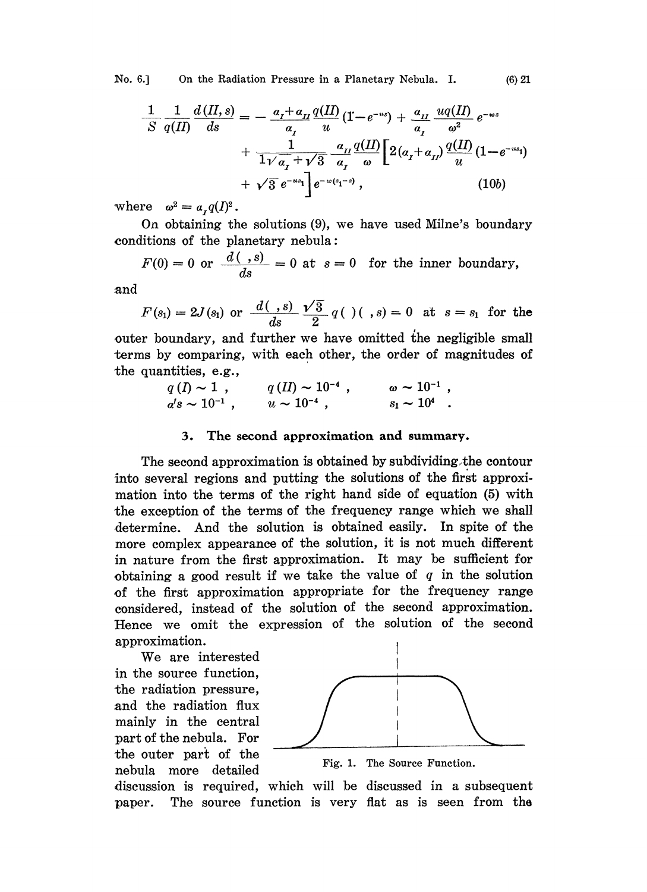$$
\frac{1}{S}\frac{1}{q(II)}\frac{d(II,s)}{ds} = -\frac{a_I + a_{II}}{a_I}\frac{q(II)}{u}(1-e^{-us}) + \frac{a_{II}}{a_I}\frac{uq(II)}{\omega^2}e^{-\omega s}
$$
$$
+ \frac{1}{1\sqrt{a_I}+\sqrt{3}}\frac{a_{II}}{a_I}\frac{q(II)}{\omega}\left[2(a_I + a_{II})\frac{q(II)}{u}(1-e^{-us_1}) + \sqrt{3}\,e^{-us_1}\right]e^{-\omega(s_1-s)}, \tag{10b}
$$

where $\omega^2 = a_I q(I)^2$.

On obtaining the solutions (9), we have used Milne's boundary conditions of the planetary nebula:

$F(0) = 0$ or $\dfrac{d(\ ,s)}{ds} = 0$ at $s = 0$ for the inner boundary,

and

$F(s_1) = 2J(s_1)$ or $\dfrac{d(\ ,s)}{ds}\dfrac{\sqrt{3}}{2}q(\ )(\ ,s) = 0$ at $s = s_1$ for the outer boundary, and further we have omitted the negligible small terms by comparing, with each other, the order of magnitudes of the quantities, e.g.,

$$
q(I) \sim 1\,, \qquad q(II) \sim 10^{-4}\,, \qquad \omega \sim 10^{-1}\,,
$$
$$
a's \sim 10^{-1}\,, \qquad u \sim 10^{-4}\,, \qquad s_1 \sim 10^{4}\,.
$$

### 3. The second approximation and summary.

The second approximation is obtained by subdividing the contour into several regions and putting the solutions of the first approximation into the terms of the right hand side of equation (5) with the exception of the terms of the frequency range which we shall determine. And the solution is obtained easily. In spite of the more complex appearance of the solution, it is not much different in nature from the first approximation. It may be sufficient for obtaining a good result if we take the value of $q$ in the solution of the first approximation appropriate for the frequency range considered, instead of the solution of the second approximation. Hence we omit the expression of the solution of the second approximation.

We are interested in the source function, the radiation pressure, and the radiation flux mainly in the central part of the nebula. For the outer part of the nebula more detailed discussion is required, which will be discussed in a subsequent paper. The source function is very flat as is seen from the

Fig. 1. The Source Function.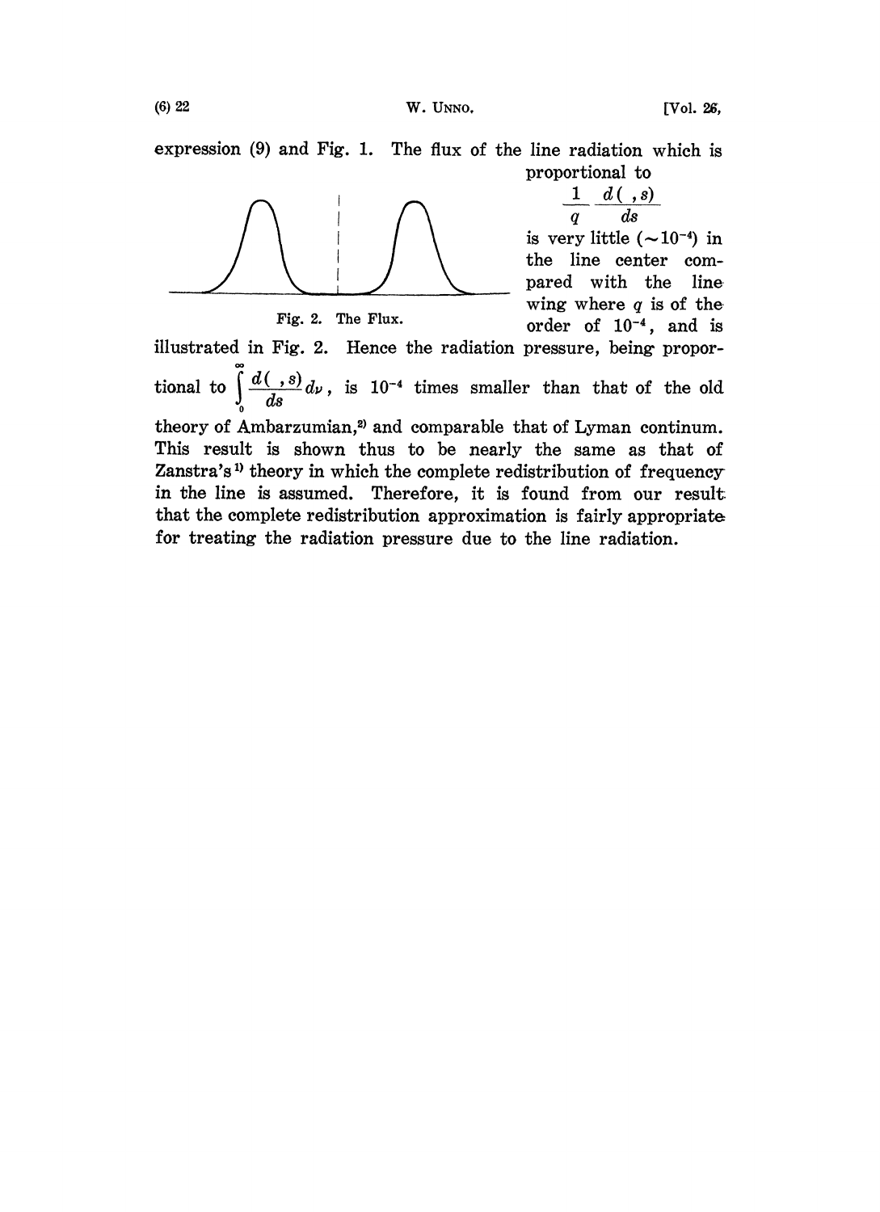expression (9) and Fig. 1. The flux of the line radiation which is proportional to

$$\frac{1}{q}\frac{d(\ ,s)}{ds}$$

is very little ($\sim 10^{-4}$) in the line center compared with the line wing where $q$ is of the order of $10^{-4}$, and is illustrated in Fig. 2. Hence the radiation pressure, being proportional to $\int_0^\infty \frac{d(\ ,s)}{ds} d\nu$, is $10^{-4}$ times smaller than that of the old theory of Ambarzumian,[2] and comparable that of Lyman continum. This result is shown thus to be nearly the same as that of Zanstra's[1] theory in which the complete redistribution of frequency in the line is assumed. Therefore, it is found from our result that the complete redistribution approximation is fairly appropriate for treating the radiation pressure due to the line radiation.

Fig. 2. The Flux.